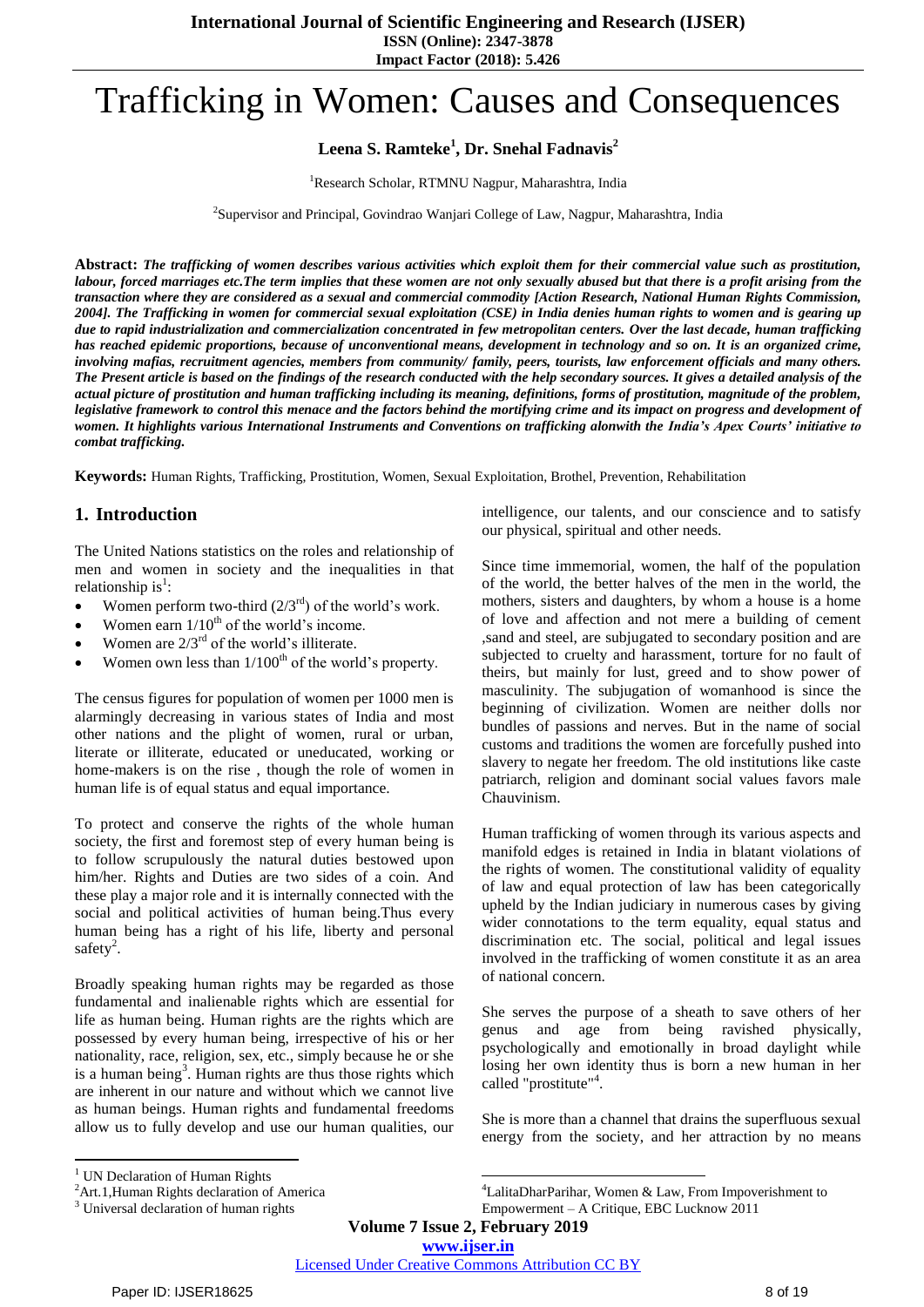# Trafficking in Women: Causes and Consequences

**Leena S. Ramteke[1], Dr. Snehal Fadnavis[2]**

[1]Research Scholar, RTMNU Nagpur, Maharashtra, India

[2]Supervisor and Principal, Govindrao Wanjari College of Law, Nagpur, Maharashtra, India

**Abstract:** ***The trafficking of women describes various activities which exploit them for their commercial value such as prostitution, labour, forced marriages etc.The term implies that these women are not only sexually abused but that there is a profit arising from the transaction where they are considered as a sexual and commercial commodity [Action Research, National Human Rights Commission, 2004]. The Trafficking in women for commercial sexual exploitation (CSE) in India denies human rights to women and is gearing up due to rapid industrialization and commercialization concentrated in few metropolitan centers. Over the last decade, human trafficking has reached epidemic proportions, because of unconventional means, development in technology and so on. It is an organized crime, involving mafias, recruitment agencies, members from community/ family, peers, tourists, law enforcement officials and many others. The Present article is based on the findings of the research conducted with the help secondary sources. It gives a detailed analysis of the actual picture of prostitution and human trafficking including its meaning, definitions, forms of prostitution, magnitude of the problem, legislative framework to control this menace and the factors behind the mortifying crime and its impact on progress and development of women. It highlights various International Instruments and Conventions on trafficking alonwith the India's Apex Courts' initiative to combat trafficking.***

**Keywords:** Human Rights, Trafficking, Prostitution, Women, Sexual Exploitation, Brothel, Prevention, Rehabilitation

## 1. Introduction

The United Nations statistics on the roles and relationship of men and women in society and the inequalities in that relationship is[1]:

- Women perform two-third (2/3rd) of the world's work.
- Women earn 1/10th of the world's income.
- Women are 2/3rd of the world's illiterate.
- Women own less than 1/100th of the world's property.

The census figures for population of women per 1000 men is alarmingly decreasing in various states of India and most other nations and the plight of women, rural or urban, literate or illiterate, educated or uneducated, working or home-makers is on the rise , though the role of women in human life is of equal status and equal importance.

To protect and conserve the rights of the whole human society, the first and foremost step of every human being is to follow scrupulously the natural duties bestowed upon him/her. Rights and Duties are two sides of a coin. And these play a major role and it is internally connected with the social and political activities of human being.Thus every human being has a right of his life, liberty and personal safety[2].

Broadly speaking human rights may be regarded as those fundamental and inalienable rights which are essential for life as human being. Human rights are the rights which are possessed by every human being, irrespective of his or her nationality, race, religion, sex, etc., simply because he or she is a human being[3]. Human rights are thus those rights which are inherent in our nature and without which we cannot live as human beings. Human rights and fundamental freedoms allow us to fully develop and use our human qualities, our intelligence, our talents, and our conscience and to satisfy our physical, spiritual and other needs.

Since time immemorial, women, the half of the population of the world, the better halves of the men in the world, the mothers, sisters and daughters, by whom a house is a home of love and affection and not mere a building of cement ,sand and steel, are subjugated to secondary position and are subjected to cruelty and harassment, torture for no fault of theirs, but mainly for lust, greed and to show power of masculinity. The subjugation of womanhood is since the beginning of civilization. Women are neither dolls nor bundles of passions and nerves. But in the name of social customs and traditions the women are forcefully pushed into slavery to negate her freedom. The old institutions like caste patriarch, religion and dominant social values favors male Chauvinism.

Human trafficking of women through its various aspects and manifold edges is retained in India in blatant violations of the rights of women. The constitutional validity of equality of law and equal protection of law has been categorically upheld by the Indian judiciary in numerous cases by giving wider connotations to the term equality, equal status and discrimination etc. The social, political and legal issues involved in the trafficking of women constitute it as an area of national concern.

She serves the purpose of a sheath to save others of her genus and age from being ravished physically, psychologically and emotionally in broad daylight while losing her own identity thus is born a new human in her called "prostitute"[4].

She is more than a channel that drains the superfluous sexual energy from the society, and her attraction by no means

---

[1] UN Declaration of Human Rights

[2] Art.1,Human Rights declaration of America

[3] Universal declaration of human rights

[4] LalitaDharParihar, Women & Law, From Impoverishment to Empowerment – A Critique, EBC Lucknow 2011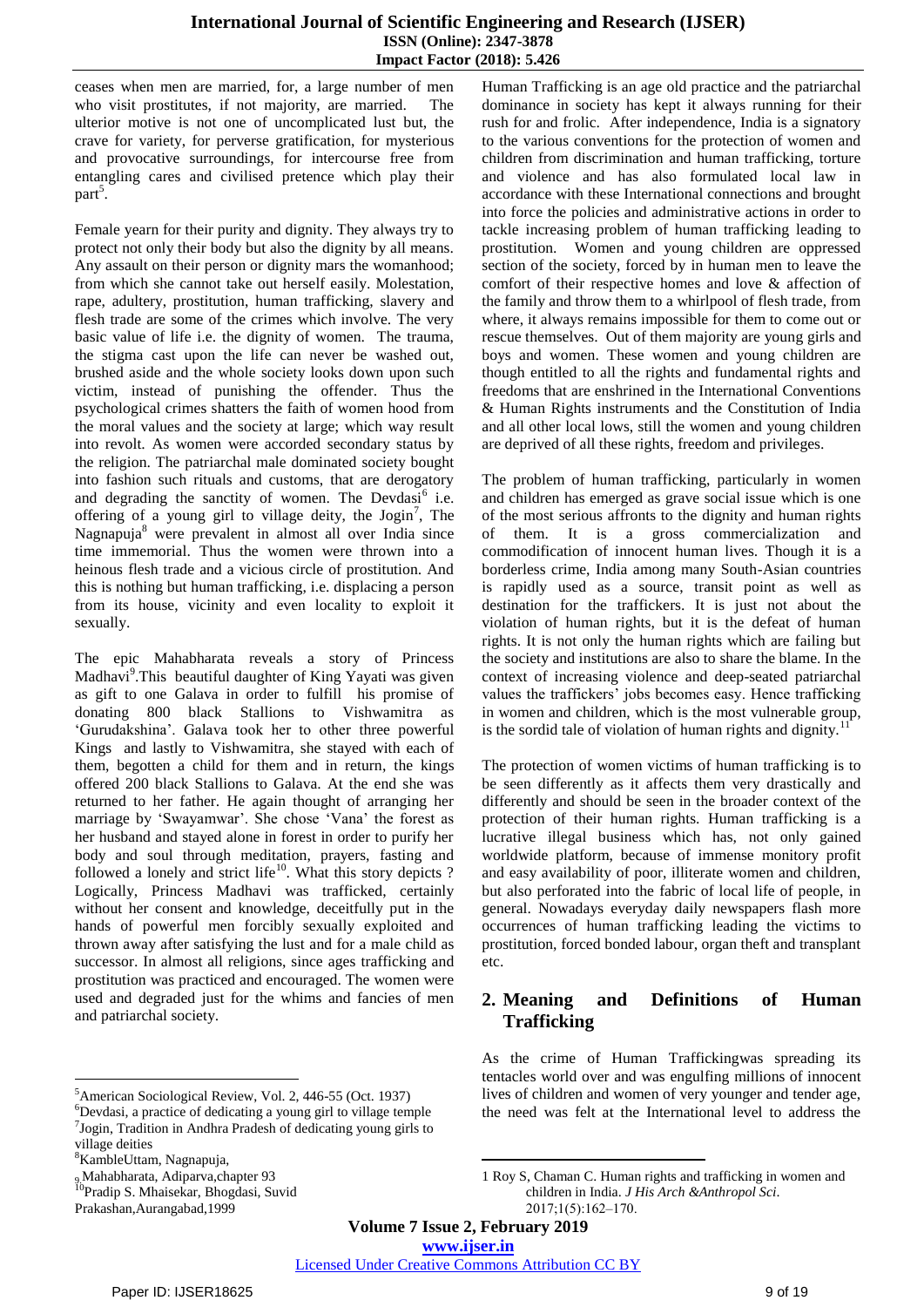ceases when men are married, for, a large number of men who visit prostitutes, if not majority, are married. The ulterior motive is not one of uncomplicated lust but, the crave for variety, for perverse gratification, for mysterious and provocative surroundings, for intercourse free from entangling cares and civilised pretence which play their part[5].

Female yearn for their purity and dignity. They always try to protect not only their body but also the dignity by all means. Any assault on their person or dignity mars the womanhood; from which she cannot take out herself easily. Molestation, rape, adultery, prostitution, human trafficking, slavery and flesh trade are some of the crimes which involve. The very basic value of life i.e. the dignity of women. The trauma, the stigma cast upon the life can never be washed out, brushed aside and the whole society looks down upon such victim, instead of punishing the offender. Thus the psychological crimes shatters the faith of women hood from the moral values and the society at large; which way result into revolt. As women were accorded secondary status by the religion. The patriarchal male dominated society bought into fashion such rituals and customs, that are derogatory and degrading the sanctity of women. The Devdasi[6] i.e. offering of a young girl to village deity, the Jogin[7], The Nagnapuja[8] were prevalent in almost all over India since time immemorial. Thus the women were thrown into a heinous flesh trade and a vicious circle of prostitution. And this is nothing but human trafficking, i.e. displacing a person from its house, vicinity and even locality to exploit it sexually.

The epic Mahabharata reveals a story of Princess Madhavi[9].This beautiful daughter of King Yayati was given as gift to one Galava in order to fulfill his promise of donating 800 black Stallions to Vishwamitra as 'Gurudakshina'. Galava took her to other three powerful Kings and lastly to Vishwamitra, she stayed with each of them, begotten a child for them and in return, the kings offered 200 black Stallions to Galava. At the end she was returned to her father. He again thought of arranging her marriage by 'Swayamwar'. She chose 'Vana' the forest as her husband and stayed alone in forest in order to purify her body and soul through meditation, prayers, fasting and followed a lonely and strict life[10]. What this story depicts ? Logically, Princess Madhavi was trafficked, certainly without her consent and knowledge, deceitfully put in the hands of powerful men forcibly sexually exploited and thrown away after satisfying the lust and for a male child as successor. In almost all religions, since ages trafficking and prostitution was practiced and encouraged. The women were used and degraded just for the whims and fancies of men and patriarchal society.

Human Trafficking is an age old practice and the patriarchal dominance in society has kept it always running for their rush for and frolic. After independence, India is a signatory to the various conventions for the protection of women and children from discrimination and human trafficking, torture and violence and has also formulated local law in accordance with these International connections and brought into force the policies and administrative actions in order to tackle increasing problem of human trafficking leading to prostitution. Women and young children are oppressed section of the society, forced by in human men to leave the comfort of their respective homes and love & affection of the family and throw them to a whirlpool of flesh trade, from where, it always remains impossible for them to come out or rescue themselves. Out of them majority are young girls and boys and women. These women and young children are though entitled to all the rights and fundamental rights and freedoms that are enshrined in the International Conventions & Human Rights instruments and the Constitution of India and all other local lows, still the women and young children are deprived of all these rights, freedom and privileges.

The problem of human trafficking, particularly in women and children has emerged as grave social issue which is one of the most serious affronts to the dignity and human rights of them. It is a gross commercialization and commodification of innocent human lives. Though it is a borderless crime, India among many South-Asian countries is rapidly used as a source, transit point as well as destination for the traffickers. It is just not about the violation of human rights, but it is the defeat of human rights. It is not only the human rights which are failing but the society and institutions are also to share the blame. In the context of increasing violence and deep-seated patriarchal values the traffickers' jobs becomes easy. Hence trafficking in women and children, which is the most vulnerable group, is the sordid tale of violation of human rights and dignity.[11]

The protection of women victims of human trafficking is to be seen differently as it affects them very drastically and differently and should be seen in the broader context of the protection of their human rights. Human trafficking is a lucrative illegal business which has, not only gained worldwide platform, because of immense monitory profit and easy availability of poor, illiterate women and children, but also perforated into the fabric of local life of people, in general. Nowadays everyday daily newspapers flash more occurrences of human trafficking leading the victims to prostitution, forced bonded labour, organ theft and transplant etc.

## 2. Meaning and Definitions of Human Trafficking

As the crime of Human Traffickingwas spreading its tentacles world over and was engulfing millions of innocent lives of children and women of very younger and tender age, the need was felt at the International level to address the

---

[5] American Sociological Review, Vol. 2, 446-55 (Oct. 1937)

[6] Devdasi, a practice of dedicating a young girl to village temple

[7] Jogin, Tradition in Andhra Pradesh of dedicating young girls to village deities

[8] KambleUttam, Nagnapuja,

[9] Mahabharata, Adiparva,chapter 93

[10] Pradip S. Mhaisekar, Bhogdasi, Suvid Prakashan,Aurangabad,1999

[11] Roy S, Chaman C. Human rights and trafficking in women and children in India. *J His Arch &Anthropol Sci*. 2017;1(5):162–170.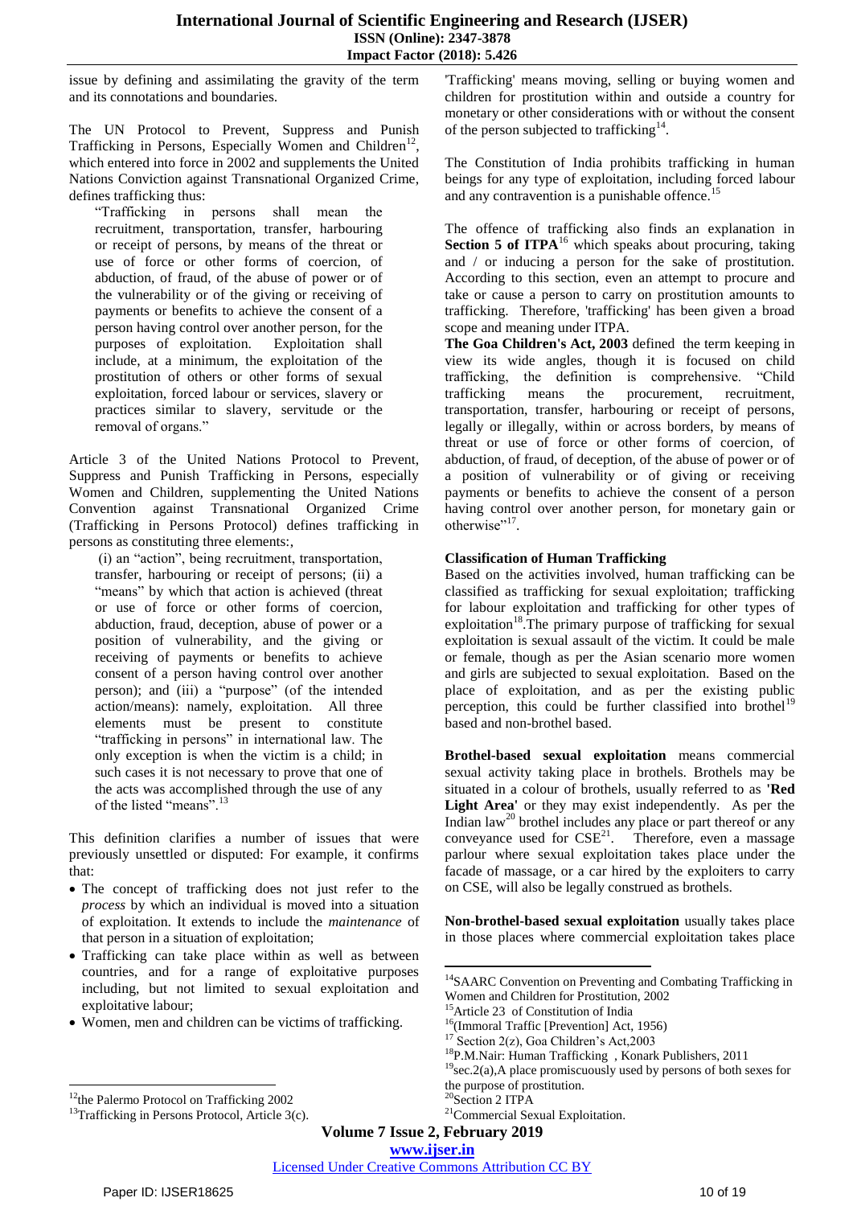issue by defining and assimilating the gravity of the term and its connotations and boundaries.

The UN Protocol to Prevent, Suppress and Punish Trafficking in Persons, Especially Women and Children[12], which entered into force in 2002 and supplements the United Nations Conviction against Transnational Organized Crime, defines trafficking thus:

> "Trafficking in persons shall mean the recruitment, transportation, transfer, harbouring or receipt of persons, by means of the threat or use of force or other forms of coercion, of abduction, of fraud, of the abuse of power or of the vulnerability or of the giving or receiving of payments or benefits to achieve the consent of a person having control over another person, for the purposes of exploitation. Exploitation shall include, at a minimum, the exploitation of the prostitution of others or other forms of sexual exploitation, forced labour or services, slavery or practices similar to slavery, servitude or the removal of organs."

Article 3 of the United Nations Protocol to Prevent, Suppress and Punish Trafficking in Persons, especially Women and Children, supplementing the United Nations Convention against Transnational Organized Crime (Trafficking in Persons Protocol) defines trafficking in persons as constituting three elements:,

> (i) an "action", being recruitment, transportation, transfer, harbouring or receipt of persons; (ii) a "means" by which that action is achieved (threat or use of force or other forms of coercion, abduction, fraud, deception, abuse of power or a position of vulnerability, and the giving or receiving of payments or benefits to achieve consent of a person having control over another person); and (iii) a "purpose" (of the intended action/means): namely, exploitation. All three elements must be present to constitute "trafficking in persons" in international law. The only exception is when the victim is a child; in such cases it is not necessary to prove that one of the acts was accomplished through the use of any of the listed "means".[13]

This definition clarifies a number of issues that were previously unsettled or disputed: For example, it confirms that:

- The concept of trafficking does not just refer to the *process* by which an individual is moved into a situation of exploitation. It extends to include the *maintenance* of that person in a situation of exploitation;
- Trafficking can take place within as well as between countries, and for a range of exploitative purposes including, but not limited to sexual exploitation and exploitative labour;
- Women, men and children can be victims of trafficking.

'Trafficking' means moving, selling or buying women and children for prostitution within and outside a country for monetary or other considerations with or without the consent of the person subjected to trafficking[14].

The Constitution of India prohibits trafficking in human beings for any type of exploitation, including forced labour and any contravention is a punishable offence.[15]

The offence of trafficking also finds an explanation in **Section 5 of ITPA**[16] which speaks about procuring, taking and / or inducing a person for the sake of prostitution. According to this section, even an attempt to procure and take or cause a person to carry on prostitution amounts to trafficking. Therefore, 'trafficking' has been given a broad scope and meaning under ITPA.

**The Goa Children's Act, 2003** defined the term keeping in view its wide angles, though it is focused on child trafficking, the definition is comprehensive. "Child trafficking means the procurement, recruitment, transportation, transfer, harbouring or receipt of persons, legally or illegally, within or across borders, by means of threat or use of force or other forms of coercion, of abduction, of fraud, of deception, of the abuse of power or of a position of vulnerability or of giving or receiving payments or benefits to achieve the consent of a person having control over another person, for monetary gain or otherwise"[17].

### Classification of Human Trafficking

Based on the activities involved, human trafficking can be classified as trafficking for sexual exploitation; trafficking for labour exploitation and trafficking for other types of exploitation[18].The primary purpose of trafficking for sexual exploitation is sexual assault of the victim. It could be male or female, though as per the Asian scenario more women and girls are subjected to sexual exploitation. Based on the place of exploitation, and as per the existing public perception, this could be further classified into brothel[19] based and non-brothel based.

**Brothel-based sexual exploitation** means commercial sexual activity taking place in brothels. Brothels may be situated in a colour of brothels, usually referred to as **'Red Light Area'** or they may exist independently. As per the Indian law[20] brothel includes any place or part thereof or any conveyance used for CSE[21]. Therefore, even a massage parlour where sexual exploitation takes place under the facade of massage, or a car hired by the exploiters to carry on CSE, will also be legally construed as brothels.

**Non-brothel-based sexual exploitation** usually takes place in those places where commercial exploitation takes place

---

[12] the Palermo Protocol on Trafficking 2002

[13] Trafficking in Persons Protocol, Article 3(c).

[14] SAARC Convention on Preventing and Combating Trafficking in Women and Children for Prostitution, 2002

[15] Article 23 of Constitution of India

[16] (Immoral Traffic [Prevention] Act, 1956)

[17] Section 2(z), Goa Children's Act,2003

[18] P.M.Nair: Human Trafficking , Konark Publishers, 2011

[19] sec.2(a),A place promiscuously used by persons of both sexes for the purpose of prostitution.

[20] Section 2 ITPA

[21] Commercial Sexual Exploitation.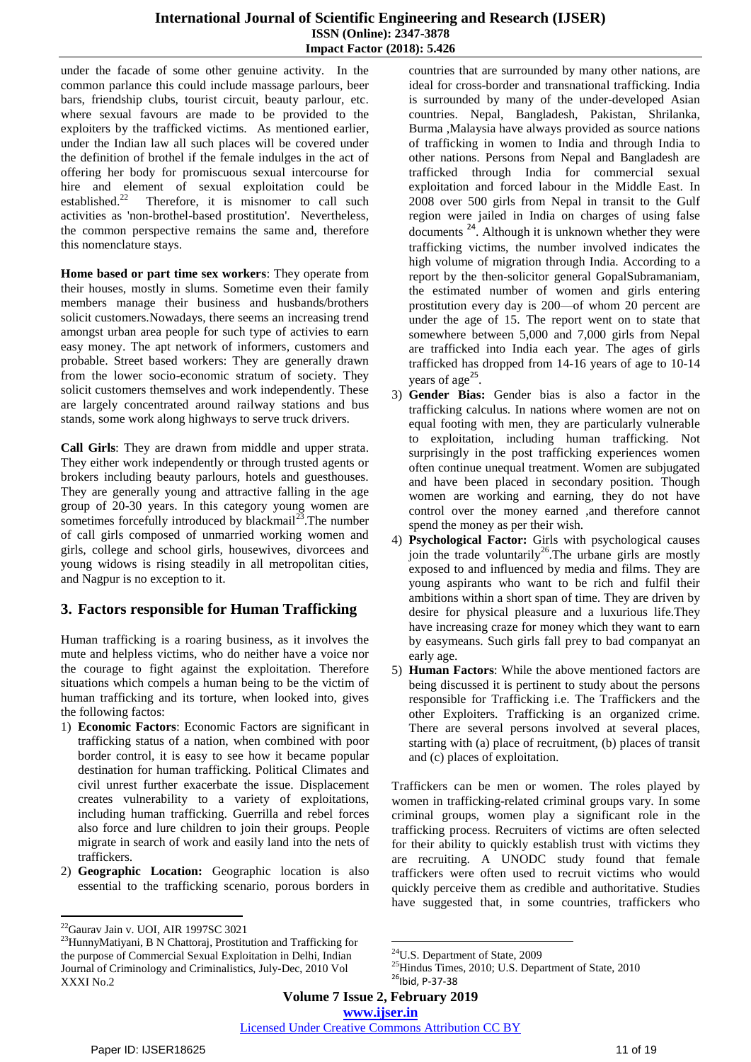under the facade of some other genuine activity. In the common parlance this could include massage parlours, beer bars, friendship clubs, tourist circuit, beauty parlour, etc. where sexual favours are made to be provided to the exploiters by the trafficked victims. As mentioned earlier, under the Indian law all such places will be covered under the definition of brothel if the female indulges in the act of offering her body for promiscuous sexual intercourse for hire and element of sexual exploitation could be established.[22] Therefore, it is misnomer to call such activities as 'non-brothel-based prostitution'. Nevertheless, the common perspective remains the same and, therefore this nomenclature stays.

**Home based or part time sex workers**: They operate from their houses, mostly in slums. Sometime even their family members manage their business and husbands/brothers solicit customers.Nowadays, there seems an increasing trend amongst urban area people for such type of activies to earn easy money. The apt network of informers, customers and probable. Street based workers: They are generally drawn from the lower socio-economic stratum of society. They solicit customers themselves and work independently. These are largely concentrated around railway stations and bus stands, some work along highways to serve truck drivers.

**Call Girls**: They are drawn from middle and upper strata. They either work independently or through trusted agents or brokers including beauty parlours, hotels and guesthouses. They are generally young and attractive falling in the age group of 20-30 years. In this category young women are sometimes forcefully introduced by blackmail[23].The number of call girls composed of unmarried working women and girls, college and school girls, housewives, divorcees and young widows is rising steadily in all metropolitan cities, and Nagpur is no exception to it.

## 3. Factors responsible for Human Trafficking

Human trafficking is a roaring business, as it involves the mute and helpless victims, who do neither have a voice nor the courage to fight against the exploitation. Therefore situations which compels a human being to be the victim of human trafficking and its torture, when looked into, gives the following factos:

1) **Economic Factors**: Economic Factors are significant in trafficking status of a nation, when combined with poor border control, it is easy to see how it became popular destination for human trafficking. Political Climates and civil unrest further exacerbate the issue. Displacement creates vulnerability to a variety of exploitations, including human trafficking. Guerrilla and rebel forces also force and lure children to join their groups. People migrate in search of work and easily land into the nets of traffickers.
2) **Geographic Location:** Geographic location is also essential to the trafficking scenario, porous borders in countries that are surrounded by many other nations, are ideal for cross-border and transnational trafficking. India is surrounded by many of the under-developed Asian countries. Nepal, Bangladesh, Pakistan, Shrilanka, Burma ,Malaysia have always provided as source nations of trafficking in women to India and through India to other nations. Persons from Nepal and Bangladesh are trafficked through India for commercial sexual exploitation and forced labour in the Middle East. In 2008 over 500 girls from Nepal in transit to the Gulf region were jailed in India on charges of using false documents [24]. Although it is unknown whether they were trafficking victims, the number involved indicates the high volume of migration through India. According to a report by the then-solicitor general GopalSubramaniam, the estimated number of women and girls entering prostitution every day is 200—of whom 20 percent are under the age of 15. The report went on to state that somewhere between 5,000 and 7,000 girls from Nepal are trafficked into India each year. The ages of girls trafficked has dropped from 14-16 years of age to 10-14 years of age[25].
3) **Gender Bias:** Gender bias is also a factor in the trafficking calculus. In nations where women are not on equal footing with men, they are particularly vulnerable to exploitation, including human trafficking. Not surprisingly in the post trafficking experiences women often continue unequal treatment. Women are subjugated and have been placed in secondary position. Though women are working and earning, they do not have control over the money earned ,and therefore cannot spend the money as per their wish.
4) **Psychological Factor:** Girls with psychological causes join the trade voluntarily[26].The urbane girls are mostly exposed to and influenced by media and films. They are young aspirants who want to be rich and fulfil their ambitions within a short span of time. They are driven by desire for physical pleasure and a luxurious life.They have increasing craze for money which they want to earn by easymeans. Such girls fall prey to bad companyat an early age.
5) **Human Factors**: While the above mentioned factors are being discussed it is pertinent to study about the persons responsible for Trafficking i.e. The Traffickers and the other Exploiters. Trafficking is an organized crime. There are several persons involved at several places, starting with (a) place of recruitment, (b) places of transit and (c) places of exploitation.

Traffickers can be men or women. The roles played by women in trafficking-related criminal groups vary. In some criminal groups, women play a significant role in the trafficking process. Recruiters of victims are often selected for their ability to quickly establish trust with victims they are recruiting. A UNODC study found that female traffickers were often used to recruit victims who would quickly perceive them as credible and authoritative. Studies have suggested that, in some countries, traffickers who

---

[22] Gaurav Jain v. UOI, AIR 1997SC 3021

[23] HunnyMatiyani, B N Chattoraj, Prostitution and Trafficking for the purpose of Commercial Sexual Exploitation in Delhi, Indian Journal of Criminology and Criminalistics, July-Dec, 2010 Vol XXXI No.2

[24] U.S. Department of State, 2009

[25] Hindus Times, 2010; U.S. Department of State, 2010

[26] Ibid, P-37-38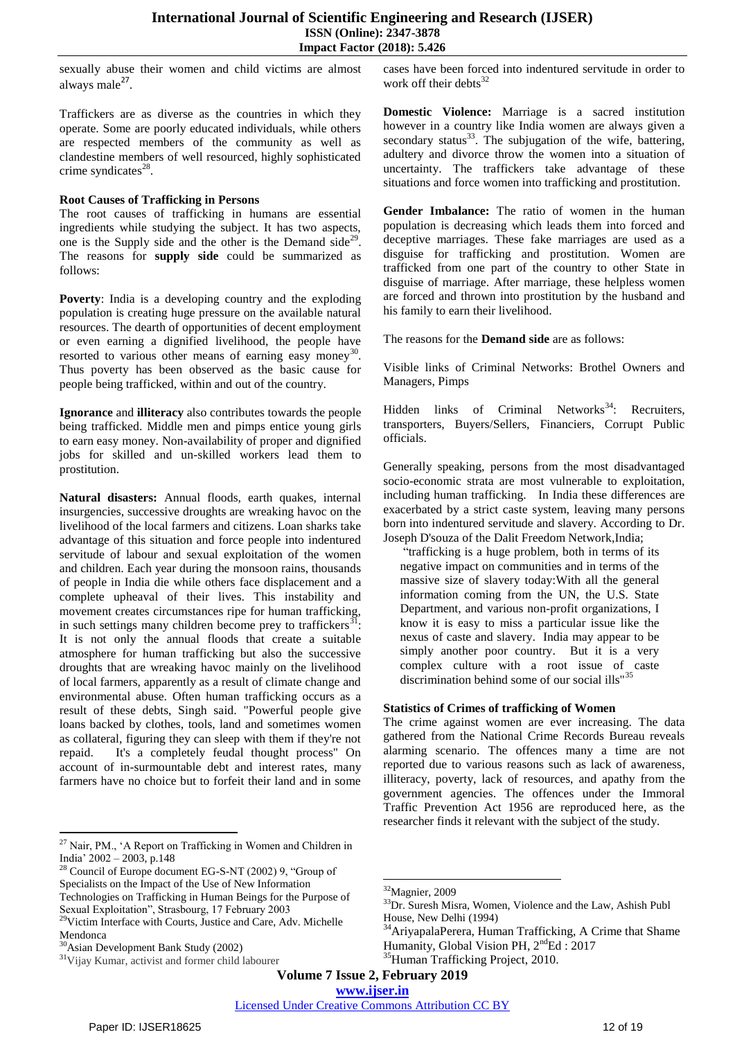sexually abuse their women and child victims are almost always male[27].

Traffickers are as diverse as the countries in which they operate. Some are poorly educated individuals, while others are respected members of the community as well as clandestine members of well resourced, highly sophisticated crime syndicates[28].

**Root Causes of Trafficking in Persons**

The root causes of trafficking in humans are essential ingredients while studying the subject. It has two aspects, one is the Supply side and the other is the Demand side[29]. The reasons for **supply side** could be summarized as follows:

**Poverty**: India is a developing country and the exploding population is creating huge pressure on the available natural resources. The dearth of opportunities of decent employment or even earning a dignified livelihood, the people have resorted to various other means of earning easy money[30]. Thus poverty has been observed as the basic cause for people being trafficked, within and out of the country.

**Ignorance** and **illiteracy** also contributes towards the people being trafficked. Middle men and pimps entice young girls to earn easy money. Non-availability of proper and dignified jobs for skilled and un-skilled workers lead them to prostitution.

**Natural disasters:** Annual floods, earth quakes, internal insurgencies, successive droughts are wreaking havoc on the livelihood of the local farmers and citizens. Loan sharks take advantage of this situation and force people into indentured servitude of labour and sexual exploitation of the women and children. Each year during the monsoon rains, thousands of people in India die while others face displacement and a complete upheaval of their lives. This instability and movement creates circumstances ripe for human trafficking, in such settings many children become prey to traffickers[31]: It is not only the annual floods that create a suitable atmosphere for human trafficking but also the successive droughts that are wreaking havoc mainly on the livelihood of local farmers, apparently as a result of climate change and environmental abuse. Often human trafficking occurs as a result of these debts, Singh said. "Powerful people give loans backed by clothes, tools, land and sometimes women as collateral, figuring they can sleep with them if they're not repaid. It's a completely feudal thought process" On account of in-surmountable debt and interest rates, many farmers have no choice but to forfeit their land and in some cases have been forced into indentured servitude in order to work off their debts[32]

**Domestic Violence:** Marriage is a sacred institution however in a country like India women are always given a secondary status[33]. The subjugation of the wife, battering, adultery and divorce throw the women into a situation of uncertainty. The traffickers take advantage of these situations and force women into trafficking and prostitution.

**Gender Imbalance:** The ratio of women in the human population is decreasing which leads them into forced and deceptive marriages. These fake marriages are used as a disguise for trafficking and prostitution. Women are trafficked from one part of the country to other State in disguise of marriage. After marriage, these helpless women are forced and thrown into prostitution by the husband and his family to earn their livelihood.

The reasons for the **Demand side** are as follows:

Visible links of Criminal Networks: Brothel Owners and Managers, Pimps

Hidden links of Criminal Networks[34]: Recruiters, transporters, Buyers/Sellers, Financiers, Corrupt Public officials.

Generally speaking, persons from the most disadvantaged socio-economic strata are most vulnerable to exploitation, including human trafficking. In India these differences are exacerbated by a strict caste system, leaving many persons born into indentured servitude and slavery. According to Dr. Joseph D'souza of the Dalit Freedom Network,India;

> "trafficking is a huge problem, both in terms of its negative impact on communities and in terms of the massive size of slavery today:With all the general information coming from the UN, the U.S. State Department, and various non-profit organizations, I know it is easy to miss a particular issue like the nexus of caste and slavery. India may appear to be simply another poor country. But it is a very complex culture with a root issue of caste discrimination behind some of our social ills"[35]

**Statistics of Crimes of trafficking of Women**

The crime against women are ever increasing. The data gathered from the National Crime Records Bureau reveals alarming scenario. The offences many a time are not reported due to various reasons such as lack of awareness, illiteracy, poverty, lack of resources, and apathy from the government agencies. The offences under the Immoral Traffic Prevention Act 1956 are reproduced here, as the researcher finds it relevant with the subject of the study.

---

[27] Nair, PM., 'A Report on Trafficking in Women and Children in India' 2002 – 2003, p.148

[28] Council of Europe document EG-S-NT (2002) 9, "Group of Specialists on the Impact of the Use of New Information Technologies on Trafficking in Human Beings for the Purpose of Sexual Exploitation", Strasbourg, 17 February 2003

[29] Victim Interface with Courts, Justice and Care, Adv. Michelle Mendonca

[30] Asian Development Bank Study (2002)

[31] Vijay Kumar, activist and former child labourer

[32] Magnier, 2009

[33] Dr. Suresh Misra, Women, Violence and the Law, Ashish Publ House, New Delhi (1994)

[34] AriyapalaPerera, Human Trafficking, A Crime that Shame Humanity, Global Vision PH, 2nd Ed : 2017

[35] Human Trafficking Project, 2010.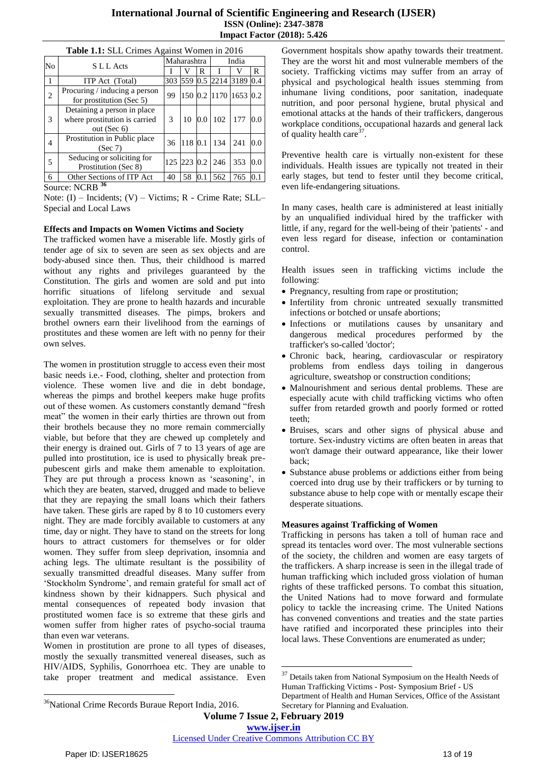**Table 1.1:** SLL Crimes Against Women in 2016

| No | S L L Acts | Maharashtra | | | India | | |
|---|---|---|---|---|---|---|---|
| | | I | V | R | I | V | R |
| 1 | ITP Act (Total) | 303 | 559 | 0.5 | 2214 | 3189 | 0.4 |
| 2 | Procuring / inducing a person for prostitution (Sec 5) | 99 | 150 | 0.2 | 1170 | 1653 | 0.2 |
| 3 | Detaining a person in place where prostitution is carried out (Sec 6) | 3 | 10 | 0.0 | 102 | 177 | 0.0 |
| 4 | Prostitution in Public place (Sec 7) | 36 | 118 | 0.1 | 134 | 241 | 0.0 |
| 5 | Seducing or soliciting for Prostitution (Sec 8) | 125 | 223 | 0.2 | 246 | 353 | 0.0 |
| 6 | Other Sections of ITP Act | 40 | 58 | 0.1 | 562 | 765 | 0.1 |

Source: NCRB [36]

Note: (I) – Incidents; (V) – Victims; R - Crime Rate; SLL–Special and Local Laws

**Effects and Impacts on Women Victims and Society**

The trafficked women have a miserable life. Mostly girls of tender age of six to seven are seen as sex objects and are body-abused since then. Thus, their childhood is marred without any rights and privileges guaranteed by the Constitution. The girls and women are sold and put into horrific situations of lifelong servitude and sexual exploitation. They are prone to health hazards and incurable sexually transmitted diseases. The pimps, brokers and brothel owners earn their livelihood from the earnings of prostitutes and these women are left with no penny for their own selves.

The women in prostitution struggle to access even their most basic needs i.e.- Food, clothing, shelter and protection from violence. These women live and die in debt bondage, whereas the pimps and brothel keepers make huge profits out of these women. As customers constantly demand "fresh meat" the women in their early thirties are thrown out from their brothels because they no more remain commercially viable, but before that they are chewed up completely and their energy is drained out. Girls of 7 to 13 years of age are pulled into prostitution, ice is used to physically break pre-pubescent girls and make them amenable to exploitation. They are put through a process known as 'seasoning', in which they are beaten, starved, drugged and made to believe that they are repaying the small loans which their fathers have taken. These girls are raped by 8 to 10 customers every night. They are made forcibly available to customers at any time, day or night. They have to stand on the streets for long hours to attract customers for themselves or for older women. They suffer from sleep deprivation, insomnia and aching legs. The ultimate resultant is the possibility of sexually transmitted dreadful diseases. Many suffer from 'Stockholm Syndrome', and remain grateful for small act of kindness shown by their kidnappers. Such physical and mental consequences of repeated body invasion that prostituted women face is so extreme that these girls and women suffer from higher rates of psycho-social trauma than even war veterans.

Women in prostitution are prone to all types of diseases, mostly the sexually transmitted venereal diseases, such as HIV/AIDS, Syphilis, Gonorrhoea etc. They are unable to take proper treatment and medical assistance. Even Government hospitals show apathy towards their treatment. They are the worst hit and most vulnerable members of the society. Trafficking victims may suffer from an array of physical and psychological health issues stemming from inhumane living conditions, poor sanitation, inadequate nutrition, and poor personal hygiene, brutal physical and emotional attacks at the hands of their traffickers, dangerous workplace conditions, occupational hazards and general lack of quality health care[37].

Preventive health care is virtually non-existent for these individuals. Health issues are typically not treated in their early stages, but tend to fester until they become critical, even life-endangering situations.

In many cases, health care is administered at least initially by an unqualified individual hired by the trafficker with little, if any, regard for the well-being of their 'patients' - and even less regard for disease, infection or contamination control.

Health issues seen in trafficking victims include the following:

- Pregnancy, resulting from rape or prostitution;
- Infertility from chronic untreated sexually transmitted infections or botched or unsafe abortions;
- Infections or mutilations causes by unsanitary and dangerous medical procedures performed by the trafficker's so-called 'doctor';
- Chronic back, hearing, cardiovascular or respiratory problems from endless days toiling in dangerous agriculture, sweatshop or construction conditions;
- Malnourishment and serious dental problems. These are especially acute with child trafficking victims who often suffer from retarded growth and poorly formed or rotted teeth;
- Bruises, scars and other signs of physical abuse and torture. Sex-industry victims are often beaten in areas that won't damage their outward appearance, like their lower back;
- Substance abuse problems or addictions either from being coerced into drug use by their traffickers or by turning to substance abuse to help cope with or mentally escape their desperate situations.

**Measures against Trafficking of Women**

Trafficking in persons has taken a toll of human race and spread its tentacles word over. The most vulnerable sections of the society, the children and women are easy targets of the traffickers. A sharp increase is seen in the illegal trade of human trafficking which included gross violation of human rights of these trafficked persons. To combat this situation, the United Nations had to move forward and formulate policy to tackle the increasing crime. The United Nations has convened conventions and treaties and the state parties have ratified and incorporated these principles into their local laws. These Conventions are enumerated as under;

---

[36] National Crime Records Buraue Report India, 2016.

[37] Details taken from National Symposium on the Health Needs of Human Trafficking Victims - Post- Symposium Brief - US Department of Health and Human Services, Office of the Assistant Secretary for Planning and Evaluation.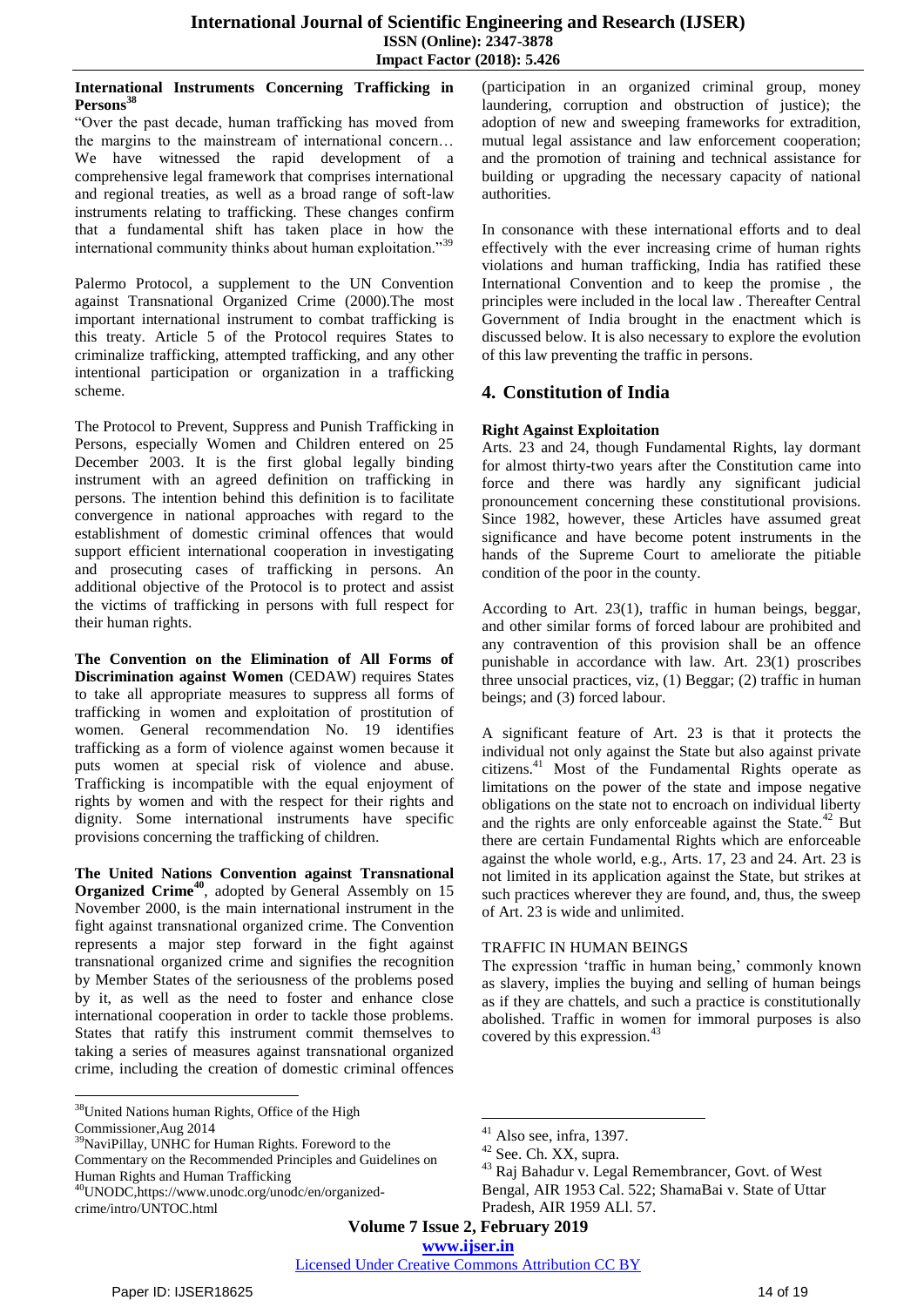**International Instruments Concerning Trafficking in Persons**[38]

"Over the past decade, human trafficking has moved from the margins to the mainstream of international concern… We have witnessed the rapid development of a comprehensive legal framework that comprises international and regional treaties, as well as a broad range of soft-law instruments relating to trafficking. These changes confirm that a fundamental shift has taken place in how the international community thinks about human exploitation."[39]

Palermo Protocol, a supplement to the UN Convention against Transnational Organized Crime (2000).The most important international instrument to combat trafficking is this treaty. Article 5 of the Protocol requires States to criminalize trafficking, attempted trafficking, and any other intentional participation or organization in a trafficking scheme.

The Protocol to Prevent, Suppress and Punish Trafficking in Persons, especially Women and Children entered on 25 December 2003. It is the first global legally binding instrument with an agreed definition on trafficking in persons. The intention behind this definition is to facilitate convergence in national approaches with regard to the establishment of domestic criminal offences that would support efficient international cooperation in investigating and prosecuting cases of trafficking in persons. An additional objective of the Protocol is to protect and assist the victims of trafficking in persons with full respect for their human rights.

**The Convention on the Elimination of All Forms of Discrimination against Women** (CEDAW) requires States to take all appropriate measures to suppress all forms of trafficking in women and exploitation of prostitution of women. General recommendation No. 19 identifies trafficking as a form of violence against women because it puts women at special risk of violence and abuse. Trafficking is incompatible with the equal enjoyment of rights by women and with the respect for their rights and dignity. Some international instruments have specific provisions concerning the trafficking of children.

**The United Nations Convention against Transnational Organized Crime**[40], adopted by General Assembly on 15 November 2000, is the main international instrument in the fight against transnational organized crime. The Convention represents a major step forward in the fight against transnational organized crime and signifies the recognition by Member States of the seriousness of the problems posed by it, as well as the need to foster and enhance close international cooperation in order to tackle those problems. States that ratify this instrument commit themselves to taking a series of measures against transnational organized crime, including the creation of domestic criminal offences (participation in an organized criminal group, money laundering, corruption and obstruction of justice); the adoption of new and sweeping frameworks for extradition, mutual legal assistance and law enforcement cooperation; and the promotion of training and technical assistance for building or upgrading the necessary capacity of national authorities.

In consonance with these international efforts and to deal effectively with the ever increasing crime of human rights violations and human trafficking, India has ratified these International Convention and to keep the promise , the principles were included in the local law . Thereafter Central Government of India brought in the enactment which is discussed below. It is also necessary to explore the evolution of this law preventing the traffic in persons.

## 4. Constitution of India

**Right Against Exploitation**

Arts. 23 and 24, though Fundamental Rights, lay dormant for almost thirty-two years after the Constitution came into force and there was hardly any significant judicial pronouncement concerning these constitutional provisions. Since 1982, however, these Articles have assumed great significance and have become potent instruments in the hands of the Supreme Court to ameliorate the pitiable condition of the poor in the county.

According to Art. 23(1), traffic in human beings, beggar, and other similar forms of forced labour are prohibited and any contravention of this provision shall be an offence punishable in accordance with law. Art. 23(1) proscribes three unsocial practices, viz, (1) Beggar; (2) traffic in human beings; and (3) forced labour.

A significant feature of Art. 23 is that it protects the individual not only against the State but also against private citizens.[41] Most of the Fundamental Rights operate as limitations on the power of the state and impose negative obligations on the state not to encroach on individual liberty and the rights are only enforceable against the State.[42] But there are certain Fundamental Rights which are enforceable against the whole world, e.g., Arts. 17, 23 and 24. Art. 23 is not limited in its application against the State, but strikes at such practices wherever they are found, and, thus, the sweep of Art. 23 is wide and unlimited.

TRAFFIC IN HUMAN BEINGS

The expression 'traffic in human being,' commonly known as slavery, implies the buying and selling of human beings as if they are chattels, and such a practice is constitutionally abolished. Traffic in women for immoral purposes is also covered by this expression.[43]

---

[38] United Nations human Rights, Office of the High Commissioner,Aug 2014

[39] NaviPillay, UNHC for Human Rights. Foreword to the Commentary on the Recommended Principles and Guidelines on Human Rights and Human Trafficking

[40] UNODC,https://www.unodc.org/unodc/en/organized-crime/intro/UNTOC.html

[41] Also see, infra, 1397.

[42] See. Ch. XX, supra.

[43] Raj Bahadur v. Legal Remembrancer, Govt. of West Bengal, AIR 1953 Cal. 522; ShamaBai v. State of Uttar Pradesh, AIR 1959 ALl. 57.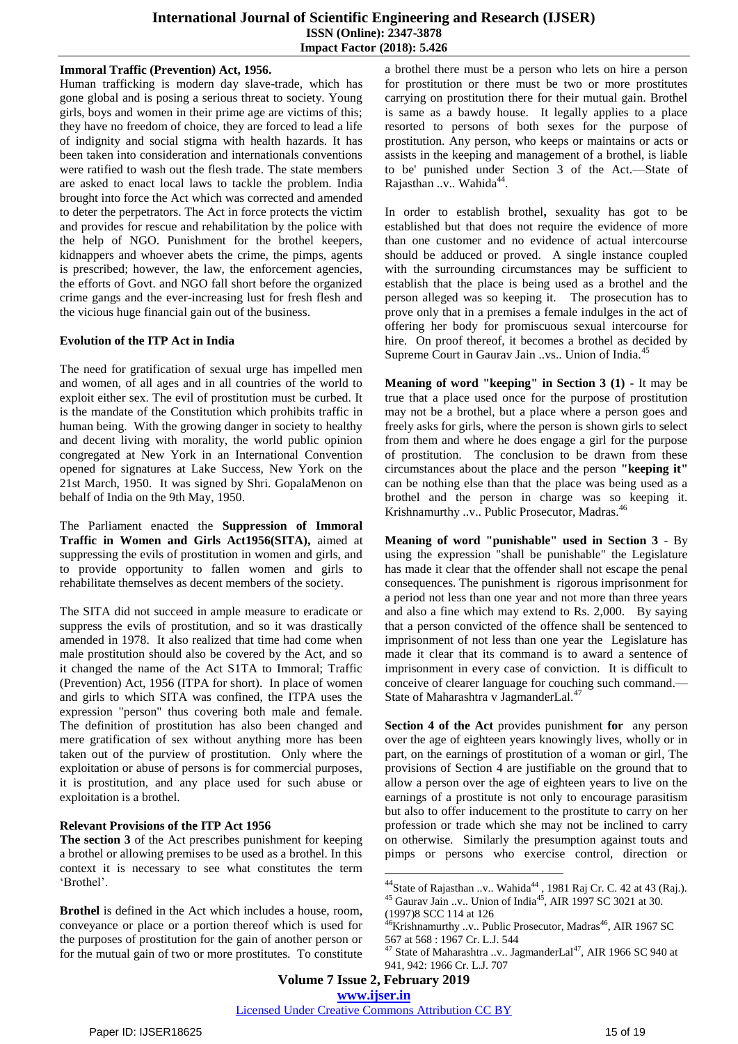**Immoral Traffic (Prevention) Act, 1956.**

Human trafficking is modern day slave-trade, which has gone global and is posing a serious threat to society. Young girls, boys and women in their prime age are victims of this; they have no freedom of choice, they are forced to lead a life of indignity and social stigma with health hazards. It has been taken into consideration and internationals conventions were ratified to wash out the flesh trade. The state members are asked to enact local laws to tackle the problem. India brought into force the Act which was corrected and amended to deter the perpetrators. The Act in force protects the victim and provides for rescue and rehabilitation by the police with the help of NGO. Punishment for the brothel keepers, kidnappers and whoever abets the crime, the pimps, agents is prescribed; however, the law, the enforcement agencies, the efforts of Govt. and NGO fall short before the organized crime gangs and the ever-increasing lust for fresh flesh and the vicious huge financial gain out of the business.

**Evolution of the ITP Act in India**

The need for gratification of sexual urge has impelled men and women, of all ages and in all countries of the world to exploit either sex. The evil of prostitution must be curbed. It is the mandate of the Constitution which prohibits traffic in human being. With the growing danger in society to healthy and decent living with morality, the world public opinion congregated at New York in an International Convention opened for signatures at Lake Success, New York on the 21st March, 1950. It was signed by Shri. GopalaMenon on behalf of India on the 9th May, 1950.

The Parliament enacted the **Suppression of Immoral Traffic in Women and Girls Act1956(SITA),** aimed at suppressing the evils of prostitution in women and girls, and to provide opportunity to fallen women and girls to rehabilitate themselves as decent members of the society.

The SITA did not succeed in ample measure to eradicate or suppress the evils of prostitution, and so it was drastically amended in 1978. It also realized that time had come when male prostitution should also be covered by the Act, and so it changed the name of the Act S1TA to Immoral; Traffic (Prevention) Act, 1956 (ITPA for short). In place of women and girls to which SITA was confined, the ITPA uses the expression "person" thus covering both male and female. The definition of prostitution has also been changed and mere gratification of sex without anything more has been taken out of the purview of prostitution. Only where the exploitation or abuse of persons is for commercial purposes, it is prostitution, and any place used for such abuse or exploitation is a brothel.

**Relevant Provisions of the ITP Act 1956**

**The section 3** of the Act prescribes punishment for keeping a brothel or allowing premises to be used as a brothel. In this context it is necessary to see what constitutes the term 'Brothel'.

**Brothel** is defined in the Act which includes a house, room, conveyance or place or a portion thereof which is used for the purposes of prostitution for the gain of another person or for the mutual gain of two or more prostitutes. To constitute a brothel there must be a person who lets on hire a person for prostitution or there must be two or more prostitutes carrying on prostitution there for their mutual gain. Brothel is same as a bawdy house. It legally applies to a place resorted to persons of both sexes for the purpose of prostitution. Any person, who keeps or maintains or acts or assists in the keeping and management of a brothel, is liable to be' punished under Section 3 of the Act.—State of Rajasthan ..v.. Wahida[44].

In order to establish brothel**,** sexuality has got to be established but that does not require the evidence of more than one customer and no evidence of actual intercourse should be adduced or proved. A single instance coupled with the surrounding circumstances may be sufficient to establish that the place is being used as a brothel and the person alleged was so keeping it. The prosecution has to prove only that in a premises a female indulges in the act of offering her body for promiscuous sexual intercourse for hire. On proof thereof, it becomes a brothel as decided by Supreme Court in Gaurav Jain ..vs.. Union of India.[45]

**Meaning of word "keeping" in Section 3 (1)** - It may be true that a place used once for the purpose of prostitution may not be a brothel, but a place where a person goes and freely asks for girls, where the person is shown girls to select from them and where he does engage a girl for the purpose of prostitution. The conclusion to be drawn from these circumstances about the place and the person **"keeping it"** can be nothing else than that the place was being used as a brothel and the person in charge was so keeping it. Krishnamurthy ..v.. Public Prosecutor, Madras.[46]

**Meaning of word "punishable" used in Section 3** - By using the expression "shall be punishable" the Legislature has made it clear that the offender shall not escape the penal consequences. The punishment is rigorous imprisonment for a period not less than one year and not more than three years and also a fine which may extend to Rs. 2,000. By saying that a person convicted of the offence shall be sentenced to imprisonment of not less than one year the Legislature has made it clear that its command is to award a sentence of imprisonment in every case of conviction. It is difficult to conceive of clearer language for couching such command.—State of Maharashtra v JagmanderLal.[47]

**Section 4 of the Act** provides punishment **for** any person over the age of eighteen years knowingly lives, wholly or in part, on the earnings of prostitution of a woman or girl, The provisions of Section 4 are justifiable on the ground that to allow a person over the age of eighteen years to live on the earnings of a prostitute is not only to encourage parasitism but also to offer inducement to the prostitute to carry on her profession or trade which she may not be inclined to carry on otherwise. Similarly the presumption against touts and pimps or persons who exercise control, direction or

---

[44] State of Rajasthan ..v.. Wahida[44] , 1981 Raj Cr. C. 42 at 43 (Raj.).

[45] Gaurav Jain ..v.. Union of India[45], AIR 1997 SC 3021 at 30. (1997)8 SCC 114 at 126

[46] Krishnamurthy ..v.. Public Prosecutor, Madras[46], AIR 1967 SC 567 at 568 : 1967 Cr. L.J. 544

[47] State of Maharashtra ..v.. JagmanderLal[47], AIR 1966 SC 940 at 941, 942: 1966 Cr. L.J. 707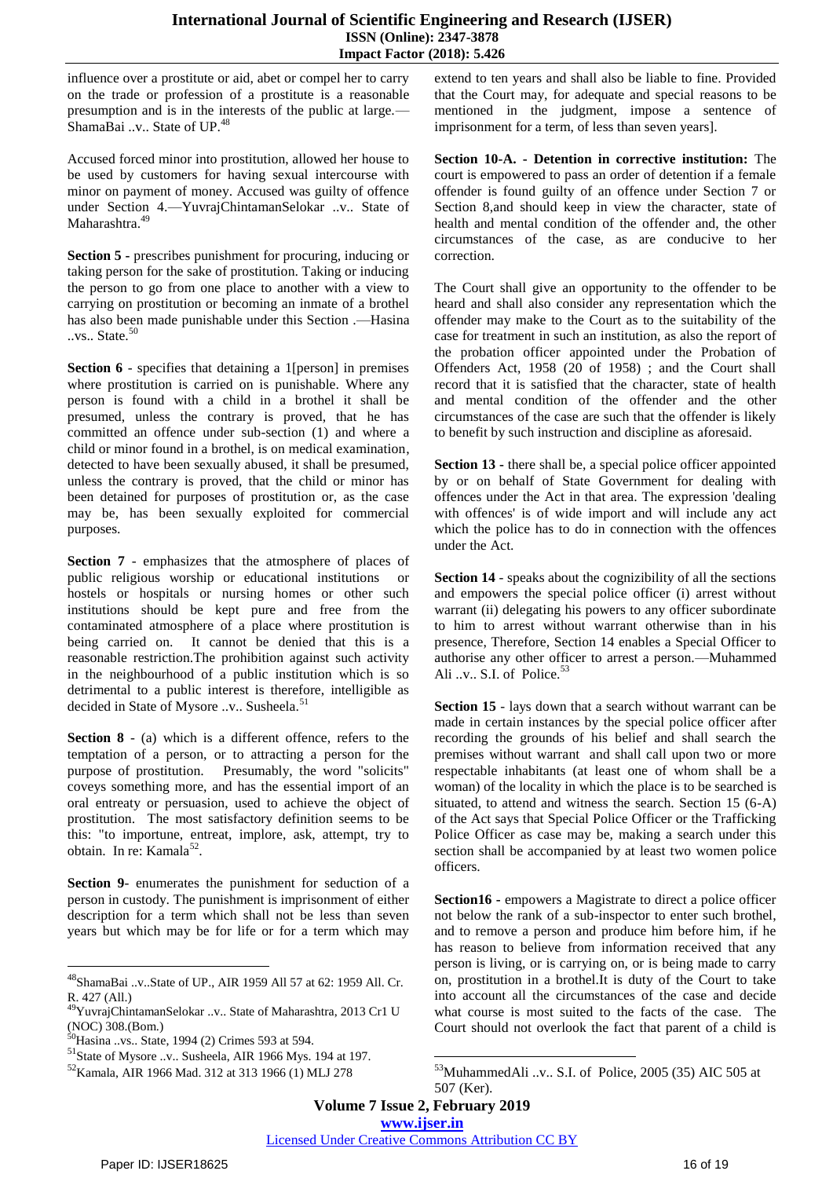influence over a prostitute or aid, abet or compel her to carry on the trade or profession of a prostitute is a reasonable presumption and is in the interests of the public at large.—ShamaBai ..v.. State of UP.[48]

Accused forced minor into prostitution, allowed her house to be used by customers for having sexual intercourse with minor on payment of money. Accused was guilty of offence under Section 4.—YuvrajChintamanSelokar ..v.. State of Maharashtra.[49]

**Section 5 -** prescribes punishment for procuring, inducing or taking person for the sake of prostitution. Taking or inducing the person to go from one place to another with a view to carrying on prostitution or becoming an inmate of a brothel has also been made punishable under this Section .—Hasina ..vs.. State.[50]

**Section 6** - specifies that detaining a 1[person] in premises where prostitution is carried on is punishable. Where any person is found with a child in a brothel it shall be presumed, unless the contrary is proved, that he has committed an offence under sub-section (1) and where a child or minor found in a brothel, is on medical examination, detected to have been sexually abused, it shall be presumed, unless the contrary is proved, that the child or minor has been detained for purposes of prostitution or, as the case may be, has been sexually exploited for commercial purposes.

**Section 7** - emphasizes that the atmosphere of places of public religious worship or educational institutions or hostels or hospitals or nursing homes or other such institutions should be kept pure and free from the contaminated atmosphere of a place where prostitution is being carried on. It cannot be denied that this is a reasonable restriction.The prohibition against such activity in the neighbourhood of a public institution which is so detrimental to a public interest is therefore, intelligible as decided in State of Mysore ..v.. Susheela.[51]

**Section 8** - (a) which is a different offence, refers to the temptation of a person, or to attracting a person for the purpose of prostitution. Presumably, the word "solicits" coveys something more, and has the essential import of an oral entreaty or persuasion, used to achieve the object of prostitution. The most satisfactory definition seems to be this: "to importune, entreat, implore, ask, attempt, try to obtain. In re: Kamala[52].

**Section 9**- enumerates the punishment for seduction of a person in custody. The punishment is imprisonment of either description for a term which shall not be less than seven years but which may be for life or for a term which may extend to ten years and shall also be liable to fine. Provided that the Court may, for adequate and special reasons to be mentioned in the judgment, impose a sentence of imprisonment for a term, of less than seven years].

**Section 10-A. - Detention in corrective institution:** The court is empowered to pass an order of detention if a female offender is found guilty of an offence under Section 7 or Section 8,and should keep in view the character, state of health and mental condition of the offender and, the other circumstances of the case, as are conducive to her correction.

The Court shall give an opportunity to the offender to be heard and shall also consider any representation which the offender may make to the Court as to the suitability of the case for treatment in such an institution, as also the report of the probation officer appointed under the Probation of Offenders Act, 1958 (20 of 1958) ; and the Court shall record that it is satisfied that the character, state of health and mental condition of the offender and the other circumstances of the case are such that the offender is likely to benefit by such instruction and discipline as aforesaid.

**Section 13 -** there shall be, a special police officer appointed by or on behalf of State Government for dealing with offences under the Act in that area. The expression 'dealing with offences' is of wide import and will include any act which the police has to do in connection with the offences under the Act.

**Section 14** - speaks about the cognizibility of all the sections and empowers the special police officer (i) arrest without warrant (ii) delegating his powers to any officer subordinate to him to arrest without warrant otherwise than in his presence, Therefore, Section 14 enables a Special Officer to authorise any other officer to arrest a person.—Muhammed Ali ..v.. S.I. of Police.[53]

**Section 15** - lays down that a search without warrant can be made in certain instances by the special police officer after recording the grounds of his belief and shall search the premises without warrant and shall call upon two or more respectable inhabitants (at least one of whom shall be a woman) of the locality in which the place is to be searched is situated, to attend and witness the search. Section 15 (6-A) of the Act says that Special Police Officer or the Trafficking Police Officer as case may be, making a search under this section shall be accompanied by at least two women police officers.

**Section16 -** empowers a Magistrate to direct a police officer not below the rank of a sub-inspector to enter such brothel, and to remove a person and produce him before him, if he has reason to believe from information received that any person is living, or is carrying on, or is being made to carry on, prostitution in a brothel.It is duty of the Court to take into account all the circumstances of the case and decide what course is most suited to the facts of the case. The Court should not overlook the fact that parent of a child is

---

[48] ShamaBai ..v..State of UP., AIR 1959 All 57 at 62: 1959 All. Cr. R. 427 (All.)

[49] YuvrajChintamanSelokar ..v.. State of Maharashtra, 2013 Cr1 U (NOC) 308.(Bom.)

[50] Hasina ..vs.. State, 1994 (2) Crimes 593 at 594.

[51] State of Mysore ..v.. Susheela, AIR 1966 Mys. 194 at 197.

[52] Kamala, AIR 1966 Mad. 312 at 313 1966 (1) MLJ 278

[53] MuhammedAli ..v.. S.I. of Police, 2005 (35) AIC 505 at 507 (Ker).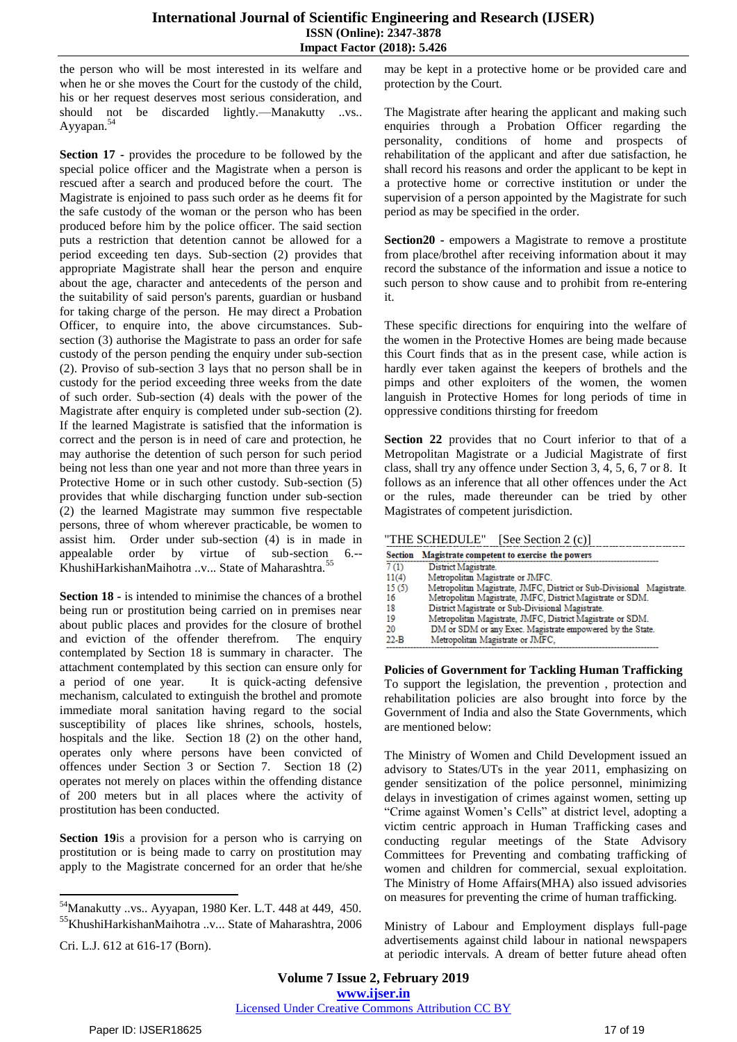the person who will be most interested in its welfare and when he or she moves the Court for the custody of the child, his or her request deserves most serious consideration, and should not be discarded lightly.—Manakutty ..vs.. Ayyapan.[54]

**Section 17 -** provides the procedure to be followed by the special police officer and the Magistrate when a person is rescued after a search and produced before the court. The Magistrate is enjoined to pass such order as he deems fit for the safe custody of the woman or the person who has been produced before him by the police officer. The said section puts a restriction that detention cannot be allowed for a period exceeding ten days. Sub-section (2) provides that appropriate Magistrate shall hear the person and enquire about the age, character and antecedents of the person and the suitability of said person's parents, guardian or husband for taking charge of the person. He may direct a Probation Officer, to enquire into, the above circumstances. Sub-section (3) authorise the Magistrate to pass an order for safe custody of the person pending the enquiry under sub-section (2). Proviso of sub-section 3 lays that no person shall be in custody for the period exceeding three weeks from the date of such order. Sub-section (4) deals with the power of the Magistrate after enquiry is completed under sub-section (2). If the learned Magistrate is satisfied that the information is correct and the person is in need of care and protection, he may authorise the detention of such person for such period being not less than one year and not more than three years in Protective Home or in such other custody. Sub-section (5) provides that while discharging function under sub-section (2) the learned Magistrate may summon five respectable persons, three of whom wherever practicable, be women to assist him. Order under sub-section (4) is in made in appealable order by virtue of sub-section 6.--KhushiHarkishanMaihotra ..v... State of Maharashtra.[55]

**Section 18 -** is intended to minimise the chances of a brothel being run or prostitution being carried on in premises near about public places and provides for the closure of brothel and eviction of the offender therefrom. The enquiry contemplated by Section 18 is summary in character. The attachment contemplated by this section can ensure only for a period of one year. It is quick-acting defensive mechanism, calculated to extinguish the brothel and promote immediate moral sanitation having regard to the social susceptibility of places like shrines, schools, hostels, hospitals and the like. Section 18 (2) on the other hand, operates only where persons have been convicted of offences under Section 3 or Section 7. Section 18 (2) operates not merely on places within the offending distance of 200 meters but in all places where the activity of prostitution has been conducted.

**Section 19**is a provision for a person who is carrying on prostitution or is being made to carry on prostitution may apply to the Magistrate concerned for an order that he/she may be kept in a protective home or be provided care and protection by the Court.

The Magistrate after hearing the applicant and making such enquiries through a Probation Officer regarding the personality, conditions of home and prospects of rehabilitation of the applicant and after due satisfaction, he shall record his reasons and order the applicant to be kept in a protective home or corrective institution or under the supervision of a person appointed by the Magistrate for such period as may be specified in the order.

**Section20 -** empowers a Magistrate to remove a prostitute from place/brothel after receiving information about it may record the substance of the information and issue a notice to such person to show cause and to prohibit from re-entering it.

These specific directions for enquiring into the welfare of the women in the Protective Homes are being made because this Court finds that as in the present case, while action is hardly ever taken against the keepers of brothels and the pimps and other exploiters of the women, the women languish in Protective Homes for long periods of time in oppressive conditions thirsting for freedom

**Section 22** provides that no Court inferior to that of a Metropolitan Magistrate or a Judicial Magistrate of first class, shall try any offence under Section 3, 4, 5, 6, 7 or 8. It follows as an inference that all other offences under the Act or the rules, made thereunder can be tried by other Magistrates of competent jurisdiction.

"THE SCHEDULE" [See Section 2 (c)]

| Section | Magistrate competent to exercise the powers |
|---|---|
| 7 (1) | District Magistrate. |
| 11(4) | Metropolitan Magistrate or JMFC. |
| 15 (5) | Metropolitan Magistrate, JMFC, District or Sub-Divisional Magistrate. |
| 16 | Metropolitan Magistrate, JMFC, District Magistrate or SDM. |
| 18 | District Magistrate or Sub-Divisional Magistrate. |
| 19 | Metropolitan Magistrate, JMFC, District Magistrate or SDM. |
| 20 | DM or SDM or any Exec. Magistrate empowered by the State. |
| 22-B | Metropolitan Magistrate or JMFC, |

**Policies of Government for Tackling Human Trafficking**

To support the legislation, the prevention , protection and rehabilitation policies are also brought into force by the Government of India and also the State Governments, which are mentioned below:

The Ministry of Women and Child Development issued an advisory to States/UTs in the year 2011, emphasizing on gender sensitization of the police personnel, minimizing delays in investigation of crimes against women, setting up "Crime against Women's Cells" at district level, adopting a victim centric approach in Human Trafficking cases and conducting regular meetings of the State Advisory Committees for Preventing and combating trafficking of women and children for commercial, sexual exploitation. The Ministry of Home Affairs(MHA) also issued advisories on measures for preventing the crime of human trafficking.

Ministry of Labour and Employment displays full-page advertisements against child labour in national newspapers at periodic intervals. A dream of better future ahead often

---

[54] Manakutty ..vs.. Ayyapan, 1980 Ker. L.T. 448 at 449, 450.

[55] KhushiHarkishanMaihotra ..v... State of Maharashtra, 2006 Cri. L.J. 612 at 616-17 (Born).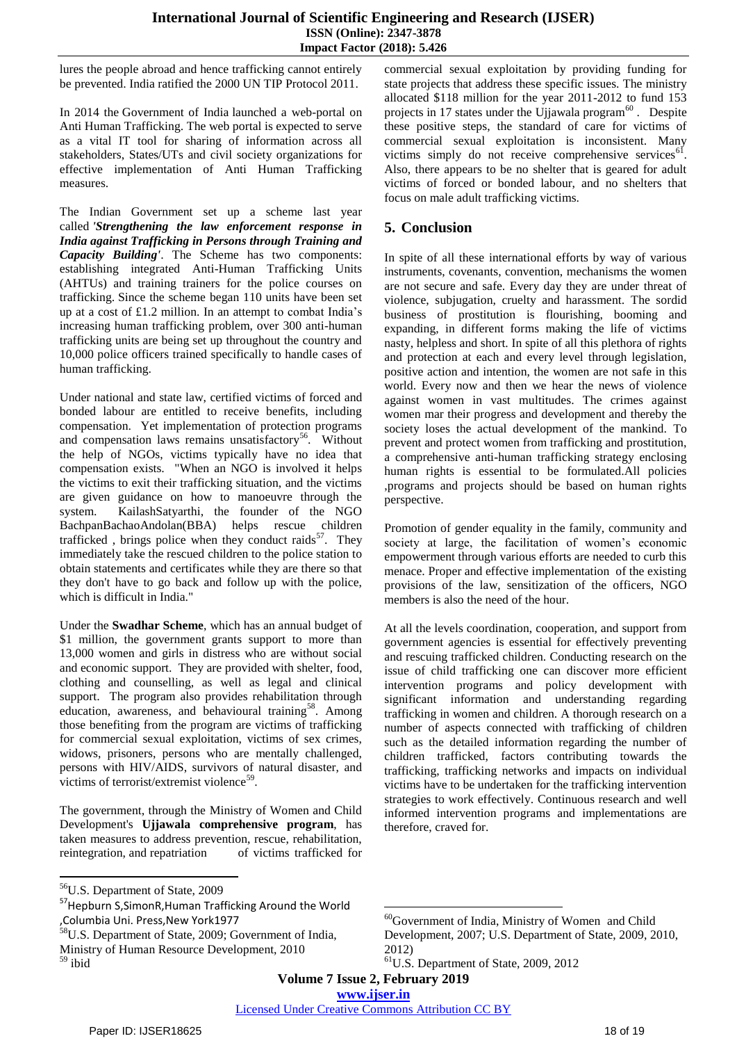lures the people abroad and hence trafficking cannot entirely be prevented. India ratified the 2000 UN TIP Protocol 2011.

In 2014 the Government of India launched a web-portal on Anti Human Trafficking. The web portal is expected to serve as a vital IT tool for sharing of information across all stakeholders, States/UTs and civil society organizations for effective implementation of Anti Human Trafficking measures.

The Indian Government set up a scheme last year called *'**Strengthening the law enforcement response in India against Trafficking in Persons through Training and Capacity Building**'*. The Scheme has two components: establishing integrated Anti-Human Trafficking Units (AHTUs) and training trainers for the police courses on trafficking. Since the scheme began 110 units have been set up at a cost of £1.2 million. In an attempt to combat India's increasing human trafficking problem, over 300 anti-human trafficking units are being set up throughout the country and 10,000 police officers trained specifically to handle cases of human trafficking.

Under national and state law, certified victims of forced and bonded labour are entitled to receive benefits, including compensation. Yet implementation of protection programs and compensation laws remains unsatisfactory[56]. Without the help of NGOs, victims typically have no idea that compensation exists. "When an NGO is involved it helps the victims to exit their trafficking situation, and the victims are given guidance on how to manoeuvre through the system. KailashSatyarthi, the founder of the NGO BachpanBachaoAndolan(BBA) helps rescue children trafficked , brings police when they conduct raids[57]. They immediately take the rescued children to the police station to obtain statements and certificates while they are there so that they don't have to go back and follow up with the police, which is difficult in India."

Under the **Swadhar Scheme**, which has an annual budget of $1 million, the government grants support to more than 13,000 women and girls in distress who are without social and economic support. They are provided with shelter, food, clothing and counselling, as well as legal and clinical support. The program also provides rehabilitation through education, awareness, and behavioural training[58]. Among those benefiting from the program are victims of trafficking for commercial sexual exploitation, victims of sex crimes, widows, prisoners, persons who are mentally challenged, persons with HIV/AIDS, survivors of natural disaster, and victims of terrorist/extremist violence[59].

The government, through the Ministry of Women and Child Development's **Ujjawala comprehensive program**, has taken measures to address prevention, rescue, rehabilitation, reintegration, and repatriation of victims trafficked for commercial sexual exploitation by providing funding for state projects that address these specific issues. The ministry allocated $118 million for the year 2011-2012 to fund 153 projects in 17 states under the Ujjawala program[60] . Despite these positive steps, the standard of care for victims of commercial sexual exploitation is inconsistent. Many victims simply do not receive comprehensive services[61]. Also, there appears to be no shelter that is geared for adult victims of forced or bonded labour, and no shelters that focus on male adult trafficking victims.

## 5. Conclusion

In spite of all these international efforts by way of various instruments, covenants, convention, mechanisms the women are not secure and safe. Every day they are under threat of violence, subjugation, cruelty and harassment. The sordid business of prostitution is flourishing, booming and expanding, in different forms making the life of victims nasty, helpless and short. In spite of all this plethora of rights and protection at each and every level through legislation, positive action and intention, the women are not safe in this world. Every now and then we hear the news of violence against women in vast multitudes. The crimes against women mar their progress and development and thereby the society loses the actual development of the mankind. To prevent and protect women from trafficking and prostitution, a comprehensive anti-human trafficking strategy enclosing human rights is essential to be formulated.All policies ,programs and projects should be based on human rights perspective.

Promotion of gender equality in the family, community and society at large, the facilitation of women's economic empowerment through various efforts are needed to curb this menace. Proper and effective implementation of the existing provisions of the law, sensitization of the officers, NGO members is also the need of the hour.

At all the levels coordination, cooperation, and support from government agencies is essential for effectively preventing and rescuing trafficked children. Conducting research on the issue of child trafficking one can discover more efficient intervention programs and policy development with significant information and understanding regarding trafficking in women and children. A thorough research on a number of aspects connected with trafficking of children such as the detailed information regarding the number of children trafficked, factors contributing towards the trafficking, trafficking networks and impacts on individual victims have to be undertaken for the trafficking intervention strategies to work effectively. Continuous research and well informed intervention programs and implementations are therefore, craved for.

---

[56] U.S. Department of State, 2009

[57] Hepburn S,SimonR,Human Trafficking Around the World ,Columbia Uni. Press,New York1977

[58] U.S. Department of State, 2009; Government of India, Ministry of Human Resource Development, 2010

[59] ibid

[60] Government of India, Ministry of Women and Child Development, 2007; U.S. Department of State, 2009, 2010, 2012)

[61] U.S. Department of State, 2009, 2012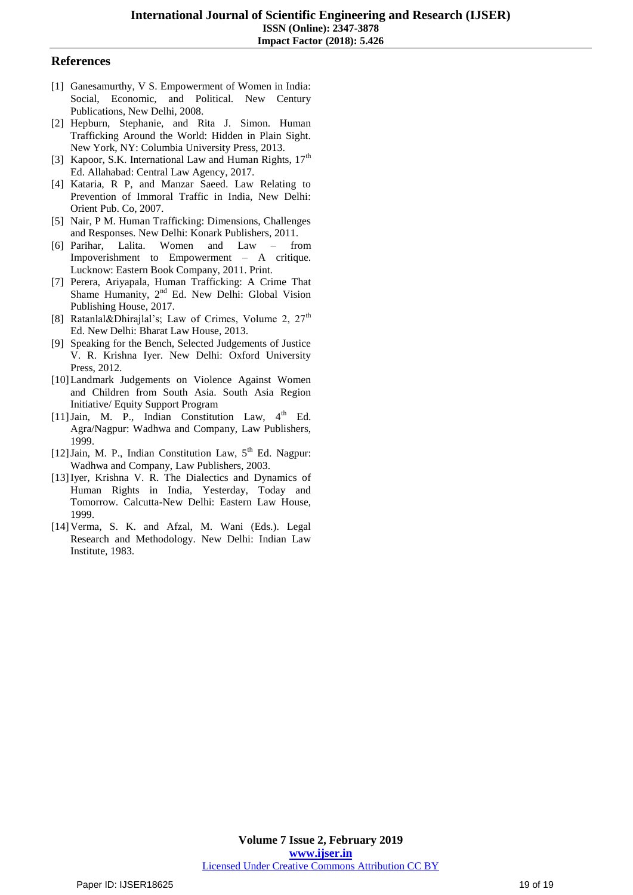## References

[1] Ganesamurthy, V S. Empowerment of Women in India: Social, Economic, and Political. New Century Publications, New Delhi, 2008.

[2] Hepburn, Stephanie, and Rita J. Simon. Human Trafficking Around the World: Hidden in Plain Sight. New York, NY: Columbia University Press, 2013.

[3] Kapoor, S.K. International Law and Human Rights, 17th Ed. Allahabad: Central Law Agency, 2017.

[4] Kataria, R P, and Manzar Saeed. Law Relating to Prevention of Immoral Traffic in India, New Delhi: Orient Pub. Co, 2007.

[5] Nair, P M. Human Trafficking: Dimensions, Challenges and Responses. New Delhi: Konark Publishers, 2011.

[6] Parihar, Lalita. Women and Law – from Impoverishment to Empowerment – A critique. Lucknow: Eastern Book Company, 2011. Print.

[7] Perera, Ariyapala, Human Trafficking: A Crime That Shame Humanity, 2nd Ed. New Delhi: Global Vision Publishing House, 2017.

[8] Ratanlal&Dhirajlal's; Law of Crimes, Volume 2, 27th Ed. New Delhi: Bharat Law House, 2013.

[9] Speaking for the Bench, Selected Judgements of Justice V. R. Krishna Iyer. New Delhi: Oxford University Press, 2012.

[10] Landmark Judgements on Violence Against Women and Children from South Asia. South Asia Region Initiative/ Equity Support Program

[11] Jain, M. P., Indian Constitution Law, 4th Ed. Agra/Nagpur: Wadhwa and Company, Law Publishers, 1999.

[12] Jain, M. P., Indian Constitution Law, 5th Ed. Nagpur: Wadhwa and Company, Law Publishers, 2003.

[13] Iyer, Krishna V. R. The Dialectics and Dynamics of Human Rights in India, Yesterday, Today and Tomorrow. Calcutta-New Delhi: Eastern Law House, 1999.

[14] Verma, S. K. and Afzal, M. Wani (Eds.). Legal Research and Methodology. New Delhi: Indian Law Institute, 1983.